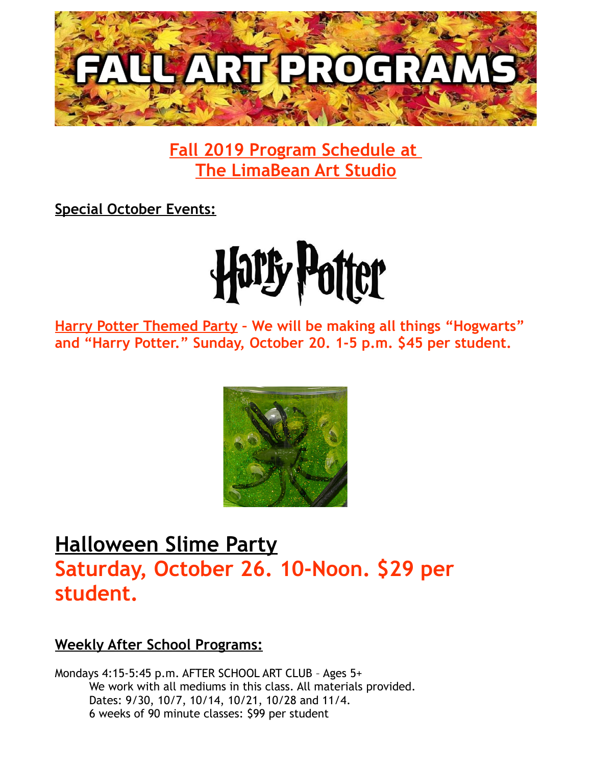# FALL ART PROGRAMS

## Fall 2019 Program Schedule at The LimaBean Art Studio

**Special October Events:**

Harry Potter

**Harry Potter Themed Party – We will be making all things "Hogwarts" and "Harry Potter." Sunday, October 20. 1-5 p.m. $45 per student.**

## Halloween Slime Party

## Saturday, October 26. 10-Noon. $29 per student.

**Weekly After School Programs:**

Mondays 4:15-5:45 p.m. AFTER SCHOOL ART CLUB – Ages 5+

We work with all mediums in this class. All materials provided.
Dates: 9/30, 10/7, 10/14, 10/21, 10/28 and 11/4.
6 weeks of 90 minute classes: $99 per student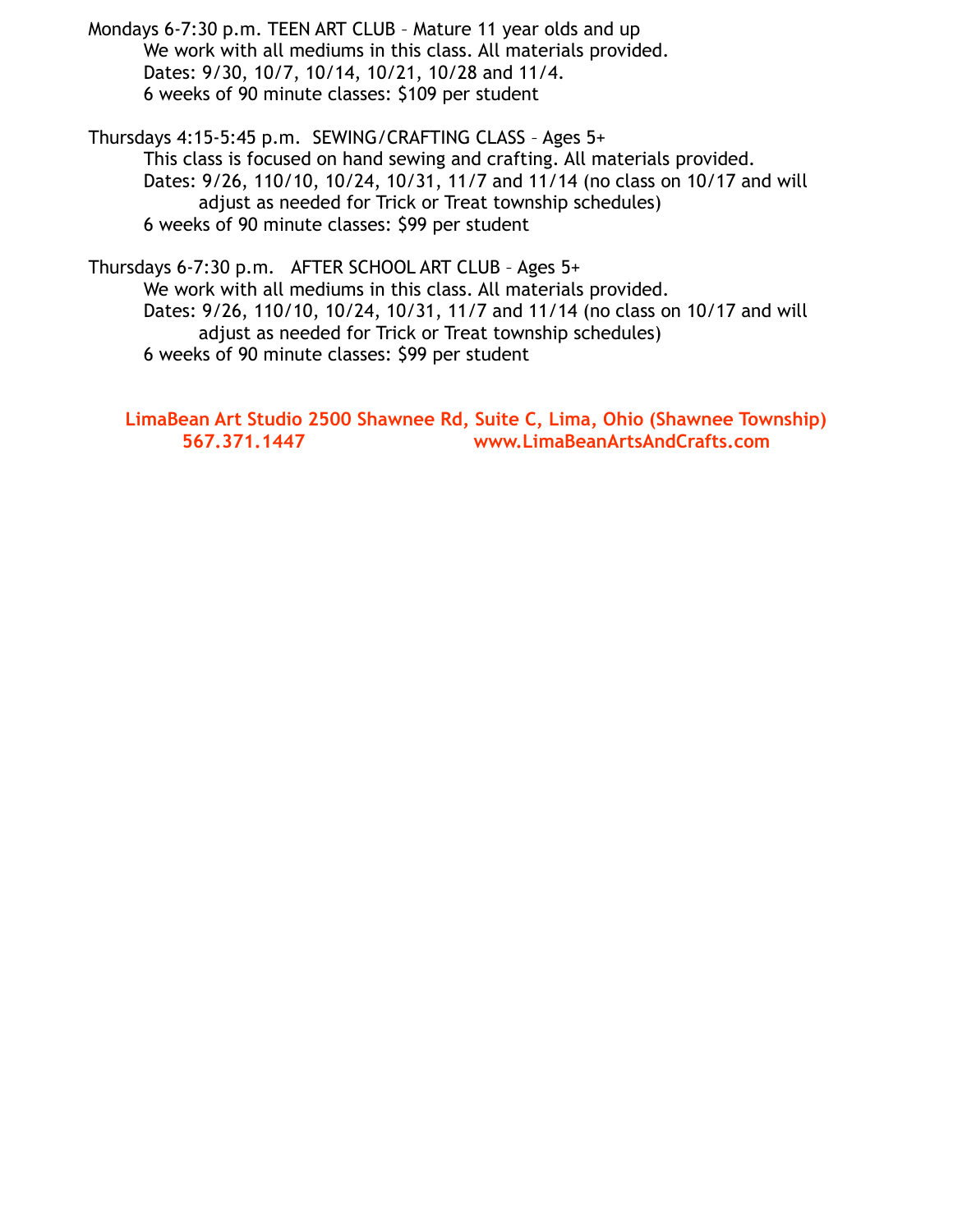Mondays 6-7:30 p.m. TEEN ART CLUB – Mature 11 year olds and up

We work with all mediums in this class. All materials provided.
Dates: 9/30, 10/7, 10/14, 10/21, 10/28 and 11/4.
6 weeks of 90 minute classes: $109 per student

Thursdays 4:15-5:45 p.m. SEWING/CRAFTING CLASS – Ages 5+

This class is focused on hand sewing and crafting. All materials provided.
Dates: 9/26, 110/10, 10/24, 10/31, 11/7 and 11/14 (no class on 10/17 and will adjust as needed for Trick or Treat township schedules)
6 weeks of 90 minute classes: $99 per student

Thursdays 6-7:30 p.m. AFTER SCHOOL ART CLUB – Ages 5+

We work with all mediums in this class. All materials provided.
Dates: 9/26, 110/10, 10/24, 10/31, 11/7 and 11/14 (no class on 10/17 and will adjust as needed for Trick or Treat township schedules)
6 weeks of 90 minute classes: $99 per student

**LimaBean Art Studio 2500 Shawnee Rd, Suite C, Lima, Ohio (Shawnee Township)**
**567.371.1447 www.LimaBeanArtsAndCrafts.com**